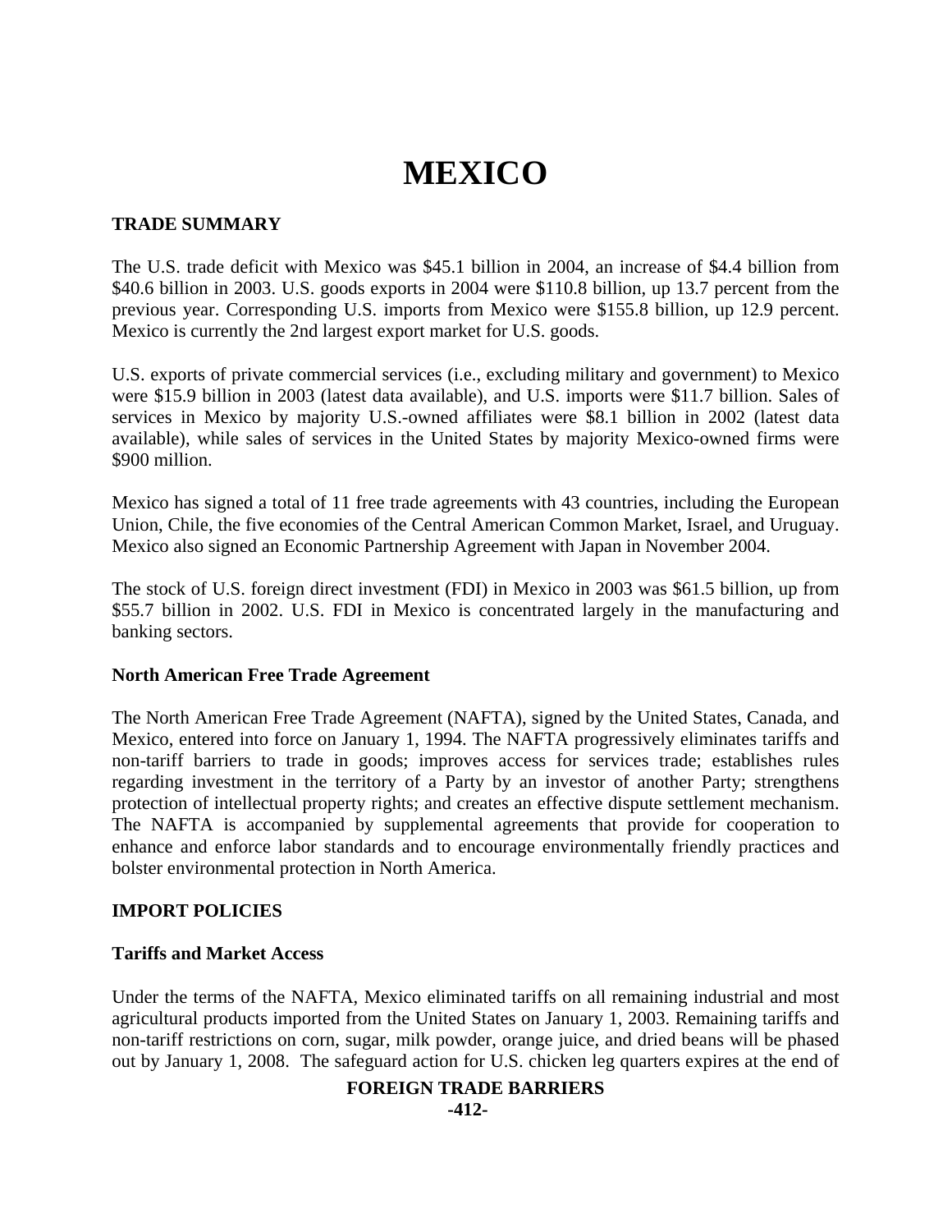# MEXICO

## TRADE SUMMARY

The U.S. trade deficit with Mexico was $45.1 billion in 2004, an increase of $4.4 billion from $40.6 billion in 2003. U.S. goods exports in 2004 were $110.8 billion, up 13.7 percent from the previous year. Corresponding U.S. imports from Mexico were $155.8 billion, up 12.9 percent. Mexico is currently the 2nd largest export market for U.S. goods.

U.S. exports of private commercial services (i.e., excluding military and government) to Mexico were $15.9 billion in 2003 (latest data available), and U.S. imports were $11.7 billion. Sales of services in Mexico by majority U.S.-owned affiliates were $8.1 billion in 2002 (latest data available), while sales of services in the United States by majority Mexico-owned firms were $900 million.

Mexico has signed a total of 11 free trade agreements with 43 countries, including the European Union, Chile, the five economies of the Central American Common Market, Israel, and Uruguay. Mexico also signed an Economic Partnership Agreement with Japan in November 2004.

The stock of U.S. foreign direct investment (FDI) in Mexico in 2003 was $61.5 billion, up from $55.7 billion in 2002. U.S. FDI in Mexico is concentrated largely in the manufacturing and banking sectors.

### North American Free Trade Agreement

The North American Free Trade Agreement (NAFTA), signed by the United States, Canada, and Mexico, entered into force on January 1, 1994. The NAFTA progressively eliminates tariffs and non-tariff barriers to trade in goods; improves access for services trade; establishes rules regarding investment in the territory of a Party by an investor of another Party; strengthens protection of intellectual property rights; and creates an effective dispute settlement mechanism. The NAFTA is accompanied by supplemental agreements that provide for cooperation to enhance and enforce labor standards and to encourage environmentally friendly practices and bolster environmental protection in North America.

## IMPORT POLICIES

### Tariffs and Market Access

Under the terms of the NAFTA, Mexico eliminated tariffs on all remaining industrial and most agricultural products imported from the United States on January 1, 2003. Remaining tariffs and non-tariff restrictions on corn, sugar, milk powder, orange juice, and dried beans will be phased out by January 1, 2008. The safeguard action for U.S. chicken leg quarters expires at the end of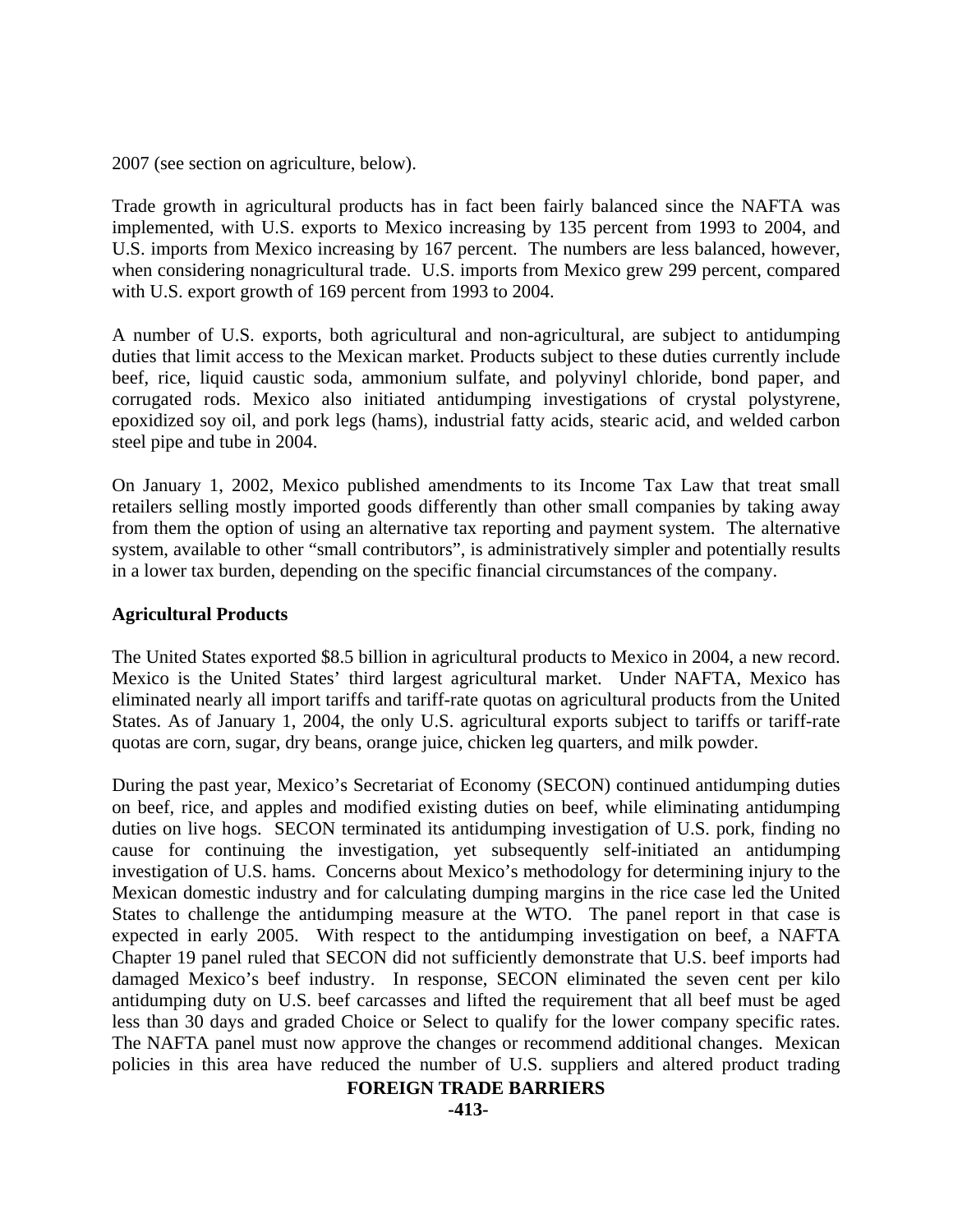2007 (see section on agriculture, below).

Trade growth in agricultural products has in fact been fairly balanced since the NAFTA was implemented, with U.S. exports to Mexico increasing by 135 percent from 1993 to 2004, and U.S. imports from Mexico increasing by 167 percent. The numbers are less balanced, however, when considering nonagricultural trade. U.S. imports from Mexico grew 299 percent, compared with U.S. export growth of 169 percent from 1993 to 2004.

A number of U.S. exports, both agricultural and non-agricultural, are subject to antidumping duties that limit access to the Mexican market. Products subject to these duties currently include beef, rice, liquid caustic soda, ammonium sulfate, and polyvinyl chloride, bond paper, and corrugated rods. Mexico also initiated antidumping investigations of crystal polystyrene, epoxidized soy oil, and pork legs (hams), industrial fatty acids, stearic acid, and welded carbon steel pipe and tube in 2004.

On January 1, 2002, Mexico published amendments to its Income Tax Law that treat small retailers selling mostly imported goods differently than other small companies by taking away from them the option of using an alternative tax reporting and payment system. The alternative system, available to other "small contributors", is administratively simpler and potentially results in a lower tax burden, depending on the specific financial circumstances of the company.

**Agricultural Products**

The United States exported $8.5 billion in agricultural products to Mexico in 2004, a new record. Mexico is the United States' third largest agricultural market. Under NAFTA, Mexico has eliminated nearly all import tariffs and tariff-rate quotas on agricultural products from the United States. As of January 1, 2004, the only U.S. agricultural exports subject to tariffs or tariff-rate quotas are corn, sugar, dry beans, orange juice, chicken leg quarters, and milk powder.

During the past year, Mexico's Secretariat of Economy (SECON) continued antidumping duties on beef, rice, and apples and modified existing duties on beef, while eliminating antidumping duties on live hogs. SECON terminated its antidumping investigation of U.S. pork, finding no cause for continuing the investigation, yet subsequently self-initiated an antidumping investigation of U.S. hams. Concerns about Mexico's methodology for determining injury to the Mexican domestic industry and for calculating dumping margins in the rice case led the United States to challenge the antidumping measure at the WTO. The panel report in that case is expected in early 2005. With respect to the antidumping investigation on beef, a NAFTA Chapter 19 panel ruled that SECON did not sufficiently demonstrate that U.S. beef imports had damaged Mexico's beef industry. In response, SECON eliminated the seven cent per kilo antidumping duty on U.S. beef carcasses and lifted the requirement that all beef must be aged less than 30 days and graded Choice or Select to qualify for the lower company specific rates. The NAFTA panel must now approve the changes or recommend additional changes. Mexican policies in this area have reduced the number of U.S. suppliers and altered product trading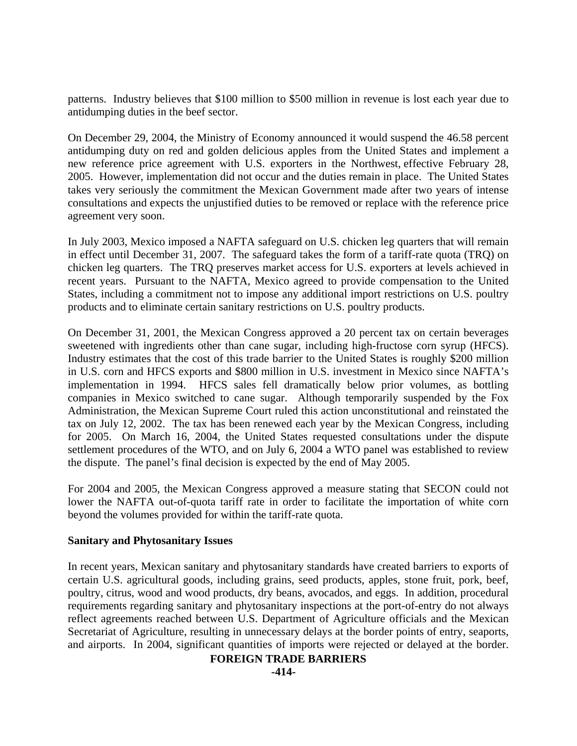patterns. Industry believes that $100 million to $500 million in revenue is lost each year due to antidumping duties in the beef sector.

On December 29, 2004, the Ministry of Economy announced it would suspend the 46.58 percent antidumping duty on red and golden delicious apples from the United States and implement a new reference price agreement with U.S. exporters in the Northwest, effective February 28, 2005. However, implementation did not occur and the duties remain in place. The United States takes very seriously the commitment the Mexican Government made after two years of intense consultations and expects the unjustified duties to be removed or replace with the reference price agreement very soon.

In July 2003, Mexico imposed a NAFTA safeguard on U.S. chicken leg quarters that will remain in effect until December 31, 2007. The safeguard takes the form of a tariff-rate quota (TRQ) on chicken leg quarters. The TRQ preserves market access for U.S. exporters at levels achieved in recent years. Pursuant to the NAFTA, Mexico agreed to provide compensation to the United States, including a commitment not to impose any additional import restrictions on U.S. poultry products and to eliminate certain sanitary restrictions on U.S. poultry products.

On December 31, 2001, the Mexican Congress approved a 20 percent tax on certain beverages sweetened with ingredients other than cane sugar, including high-fructose corn syrup (HFCS). Industry estimates that the cost of this trade barrier to the United States is roughly $200 million in U.S. corn and HFCS exports and $800 million in U.S. investment in Mexico since NAFTA's implementation in 1994. HFCS sales fell dramatically below prior volumes, as bottling companies in Mexico switched to cane sugar. Although temporarily suspended by the Fox Administration, the Mexican Supreme Court ruled this action unconstitutional and reinstated the tax on July 12, 2002. The tax has been renewed each year by the Mexican Congress, including for 2005. On March 16, 2004, the United States requested consultations under the dispute settlement procedures of the WTO, and on July 6, 2004 a WTO panel was established to review the dispute. The panel's final decision is expected by the end of May 2005.

For 2004 and 2005, the Mexican Congress approved a measure stating that SECON could not lower the NAFTA out-of-quota tariff rate in order to facilitate the importation of white corn beyond the volumes provided for within the tariff-rate quota.

**Sanitary and Phytosanitary Issues**

In recent years, Mexican sanitary and phytosanitary standards have created barriers to exports of certain U.S. agricultural goods, including grains, seed products, apples, stone fruit, pork, beef, poultry, citrus, wood and wood products, dry beans, avocados, and eggs. In addition, procedural requirements regarding sanitary and phytosanitary inspections at the port-of-entry do not always reflect agreements reached between U.S. Department of Agriculture officials and the Mexican Secretariat of Agriculture, resulting in unnecessary delays at the border points of entry, seaports, and airports. In 2004, significant quantities of imports were rejected or delayed at the border.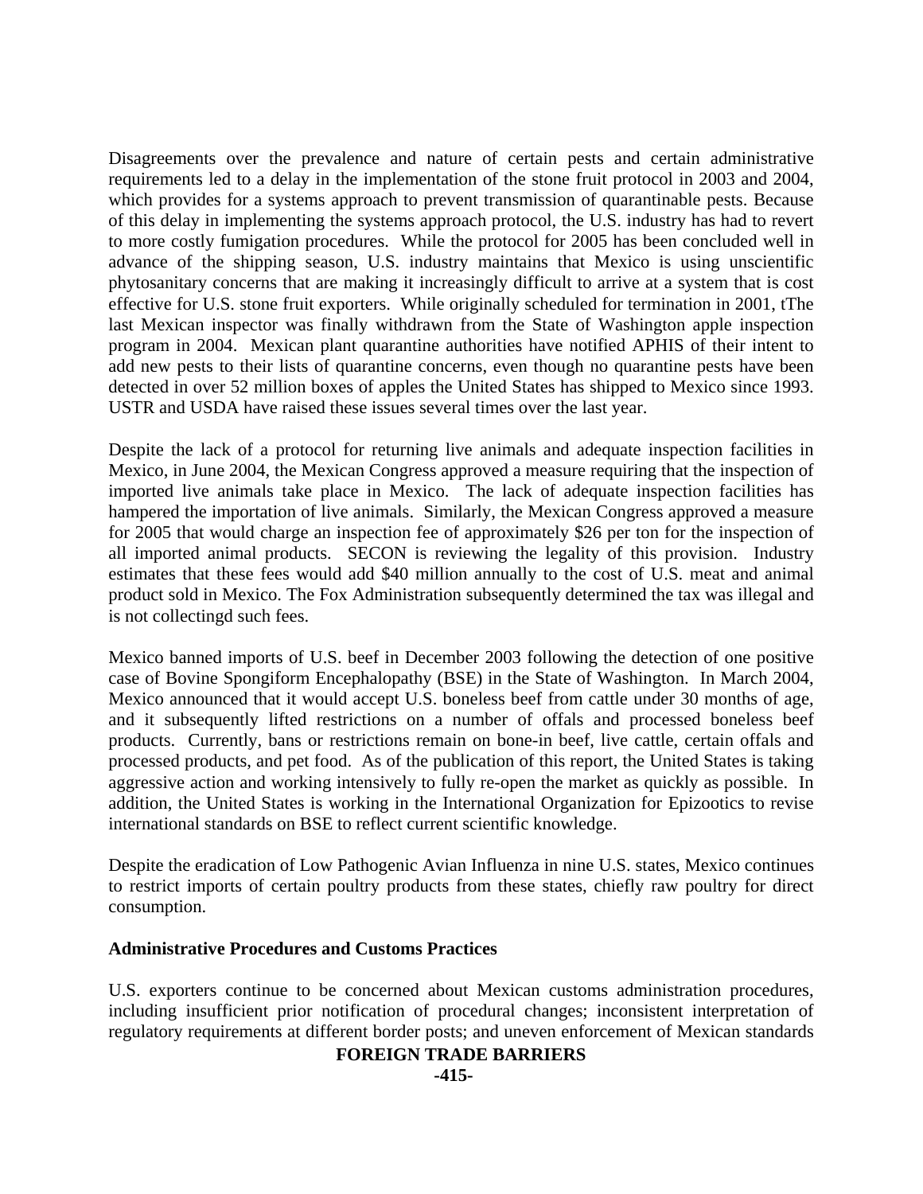Disagreements over the prevalence and nature of certain pests and certain administrative requirements led to a delay in the implementation of the stone fruit protocol in 2003 and 2004, which provides for a systems approach to prevent transmission of quarantinable pests. Because of this delay in implementing the systems approach protocol, the U.S. industry has had to revert to more costly fumigation procedures. While the protocol for 2005 has been concluded well in advance of the shipping season, U.S. industry maintains that Mexico is using unscientific phytosanitary concerns that are making it increasingly difficult to arrive at a system that is cost effective for U.S. stone fruit exporters. While originally scheduled for termination in 2001, tThe last Mexican inspector was finally withdrawn from the State of Washington apple inspection program in 2004. Mexican plant quarantine authorities have notified APHIS of their intent to add new pests to their lists of quarantine concerns, even though no quarantine pests have been detected in over 52 million boxes of apples the United States has shipped to Mexico since 1993. USTR and USDA have raised these issues several times over the last year.

Despite the lack of a protocol for returning live animals and adequate inspection facilities in Mexico, in June 2004, the Mexican Congress approved a measure requiring that the inspection of imported live animals take place in Mexico. The lack of adequate inspection facilities has hampered the importation of live animals. Similarly, the Mexican Congress approved a measure for 2005 that would charge an inspection fee of approximately $26 per ton for the inspection of all imported animal products. SECON is reviewing the legality of this provision. Industry estimates that these fees would add $40 million annually to the cost of U.S. meat and animal product sold in Mexico. The Fox Administration subsequently determined the tax was illegal and is not collectingd such fees.

Mexico banned imports of U.S. beef in December 2003 following the detection of one positive case of Bovine Spongiform Encephalopathy (BSE) in the State of Washington. In March 2004, Mexico announced that it would accept U.S. boneless beef from cattle under 30 months of age, and it subsequently lifted restrictions on a number of offals and processed boneless beef products. Currently, bans or restrictions remain on bone-in beef, live cattle, certain offals and processed products, and pet food. As of the publication of this report, the United States is taking aggressive action and working intensively to fully re-open the market as quickly as possible. In addition, the United States is working in the International Organization for Epizootics to revise international standards on BSE to reflect current scientific knowledge.

Despite the eradication of Low Pathogenic Avian Influenza in nine U.S. states, Mexico continues to restrict imports of certain poultry products from these states, chiefly raw poultry for direct consumption.

**Administrative Procedures and Customs Practices**

U.S. exporters continue to be concerned about Mexican customs administration procedures, including insufficient prior notification of procedural changes; inconsistent interpretation of regulatory requirements at different border posts; and uneven enforcement of Mexican standards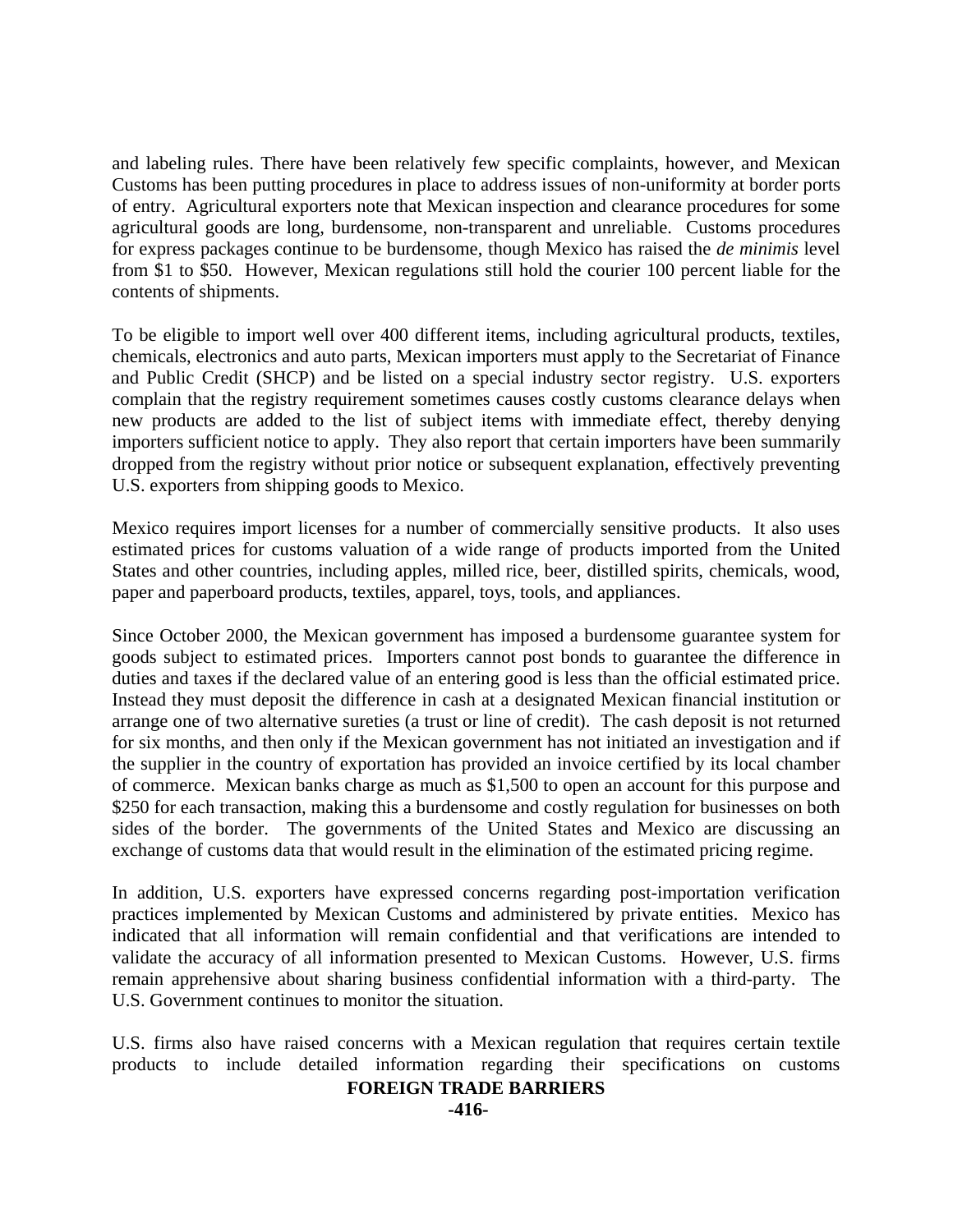and labeling rules. There have been relatively few specific complaints, however, and Mexican Customs has been putting procedures in place to address issues of non-uniformity at border ports of entry. Agricultural exporters note that Mexican inspection and clearance procedures for some agricultural goods are long, burdensome, non-transparent and unreliable. Customs procedures for express packages continue to be burdensome, though Mexico has raised the *de minimis* level from $1 to $50. However, Mexican regulations still hold the courier 100 percent liable for the contents of shipments.

To be eligible to import well over 400 different items, including agricultural products, textiles, chemicals, electronics and auto parts, Mexican importers must apply to the Secretariat of Finance and Public Credit (SHCP) and be listed on a special industry sector registry. U.S. exporters complain that the registry requirement sometimes causes costly customs clearance delays when new products are added to the list of subject items with immediate effect, thereby denying importers sufficient notice to apply. They also report that certain importers have been summarily dropped from the registry without prior notice or subsequent explanation, effectively preventing U.S. exporters from shipping goods to Mexico.

Mexico requires import licenses for a number of commercially sensitive products. It also uses estimated prices for customs valuation of a wide range of products imported from the United States and other countries, including apples, milled rice, beer, distilled spirits, chemicals, wood, paper and paperboard products, textiles, apparel, toys, tools, and appliances.

Since October 2000, the Mexican government has imposed a burdensome guarantee system for goods subject to estimated prices. Importers cannot post bonds to guarantee the difference in duties and taxes if the declared value of an entering good is less than the official estimated price. Instead they must deposit the difference in cash at a designated Mexican financial institution or arrange one of two alternative sureties (a trust or line of credit). The cash deposit is not returned for six months, and then only if the Mexican government has not initiated an investigation and if the supplier in the country of exportation has provided an invoice certified by its local chamber of commerce. Mexican banks charge as much as $1,500 to open an account for this purpose and $250 for each transaction, making this a burdensome and costly regulation for businesses on both sides of the border. The governments of the United States and Mexico are discussing an exchange of customs data that would result in the elimination of the estimated pricing regime.

In addition, U.S. exporters have expressed concerns regarding post-importation verification practices implemented by Mexican Customs and administered by private entities. Mexico has indicated that all information will remain confidential and that verifications are intended to validate the accuracy of all information presented to Mexican Customs. However, U.S. firms remain apprehensive about sharing business confidential information with a third-party. The U.S. Government continues to monitor the situation.

U.S. firms also have raised concerns with a Mexican regulation that requires certain textile products to include detailed information regarding their specifications on customs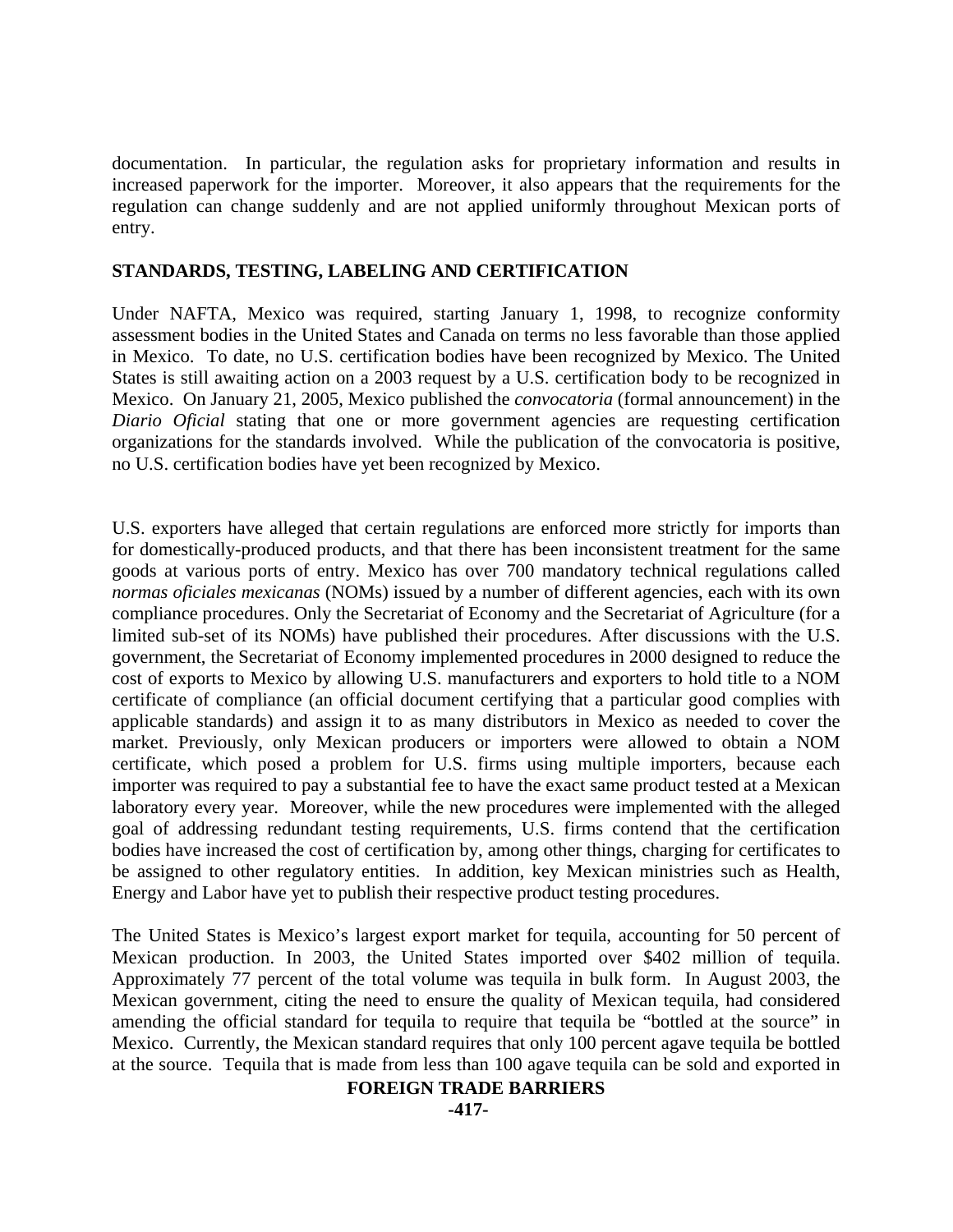documentation. In particular, the regulation asks for proprietary information and results in increased paperwork for the importer. Moreover, it also appears that the requirements for the regulation can change suddenly and are not applied uniformly throughout Mexican ports of entry.

## STANDARDS, TESTING, LABELING AND CERTIFICATION

Under NAFTA, Mexico was required, starting January 1, 1998, to recognize conformity assessment bodies in the United States and Canada on terms no less favorable than those applied in Mexico. To date, no U.S. certification bodies have been recognized by Mexico. The United States is still awaiting action on a 2003 request by a U.S. certification body to be recognized in Mexico. On January 21, 2005, Mexico published the *convocatoria* (formal announcement) in the *Diario Oficial* stating that one or more government agencies are requesting certification organizations for the standards involved. While the publication of the convocatoria is positive, no U.S. certification bodies have yet been recognized by Mexico.

U.S. exporters have alleged that certain regulations are enforced more strictly for imports than for domestically-produced products, and that there has been inconsistent treatment for the same goods at various ports of entry. Mexico has over 700 mandatory technical regulations called *normas oficiales mexicanas* (NOMs) issued by a number of different agencies, each with its own compliance procedures. Only the Secretariat of Economy and the Secretariat of Agriculture (for a limited sub-set of its NOMs) have published their procedures. After discussions with the U.S. government, the Secretariat of Economy implemented procedures in 2000 designed to reduce the cost of exports to Mexico by allowing U.S. manufacturers and exporters to hold title to a NOM certificate of compliance (an official document certifying that a particular good complies with applicable standards) and assign it to as many distributors in Mexico as needed to cover the market. Previously, only Mexican producers or importers were allowed to obtain a NOM certificate, which posed a problem for U.S. firms using multiple importers, because each importer was required to pay a substantial fee to have the exact same product tested at a Mexican laboratory every year. Moreover, while the new procedures were implemented with the alleged goal of addressing redundant testing requirements, U.S. firms contend that the certification bodies have increased the cost of certification by, among other things, charging for certificates to be assigned to other regulatory entities. In addition, key Mexican ministries such as Health, Energy and Labor have yet to publish their respective product testing procedures.

The United States is Mexico's largest export market for tequila, accounting for 50 percent of Mexican production. In 2003, the United States imported over $402 million of tequila. Approximately 77 percent of the total volume was tequila in bulk form. In August 2003, the Mexican government, citing the need to ensure the quality of Mexican tequila, had considered amending the official standard for tequila to require that tequila be "bottled at the source" in Mexico. Currently, the Mexican standard requires that only 100 percent agave tequila be bottled at the source. Tequila that is made from less than 100 agave tequila can be sold and exported in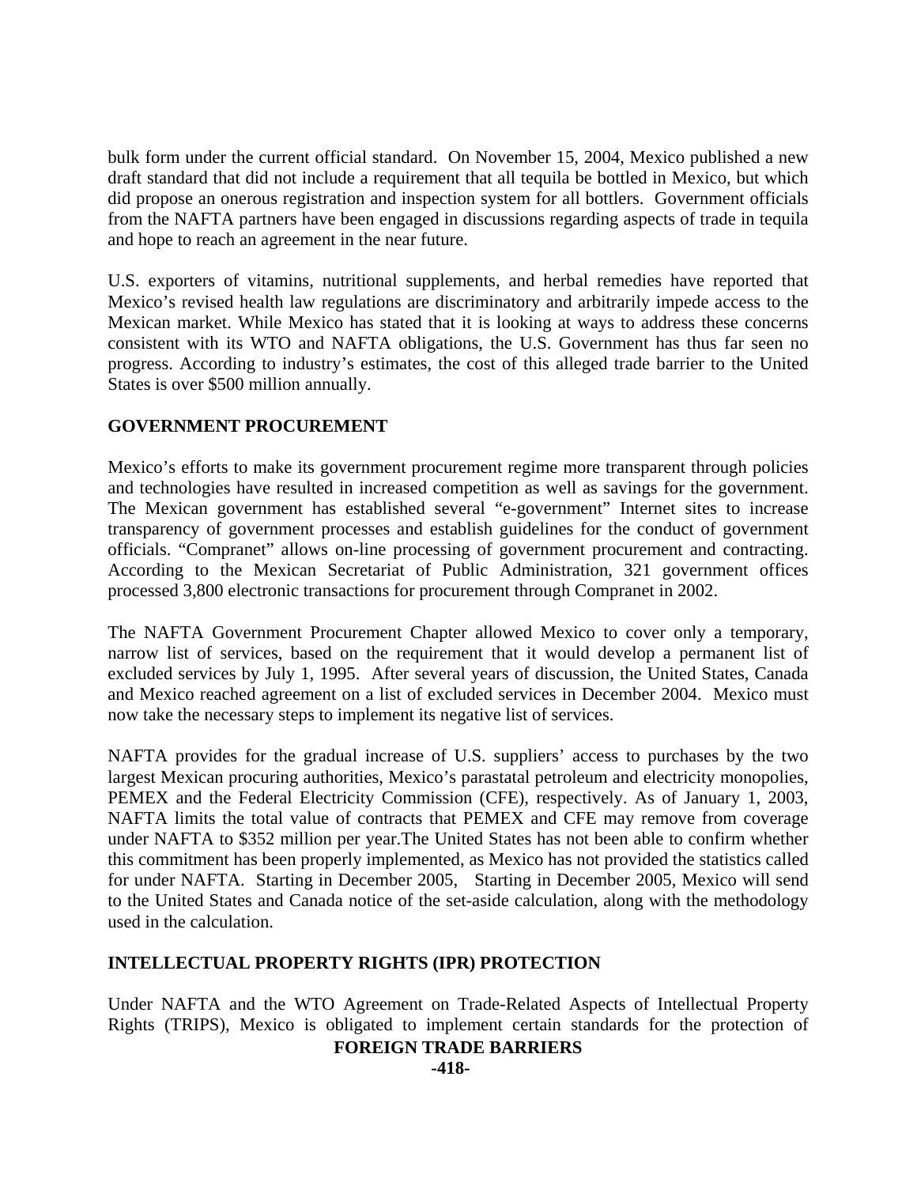bulk form under the current official standard. On November 15, 2004, Mexico published a new draft standard that did not include a requirement that all tequila be bottled in Mexico, but which did propose an onerous registration and inspection system for all bottlers. Government officials from the NAFTA partners have been engaged in discussions regarding aspects of trade in tequila and hope to reach an agreement in the near future.

U.S. exporters of vitamins, nutritional supplements, and herbal remedies have reported that Mexico's revised health law regulations are discriminatory and arbitrarily impede access to the Mexican market. While Mexico has stated that it is looking at ways to address these concerns consistent with its WTO and NAFTA obligations, the U.S. Government has thus far seen no progress. According to industry's estimates, the cost of this alleged trade barrier to the United States is over $500 million annually.

**GOVERNMENT PROCUREMENT**

Mexico's efforts to make its government procurement regime more transparent through policies and technologies have resulted in increased competition as well as savings for the government. The Mexican government has established several "e-government" Internet sites to increase transparency of government processes and establish guidelines for the conduct of government officials. "Compranet" allows on-line processing of government procurement and contracting. According to the Mexican Secretariat of Public Administration, 321 government offices processed 3,800 electronic transactions for procurement through Compranet in 2002.

The NAFTA Government Procurement Chapter allowed Mexico to cover only a temporary, narrow list of services, based on the requirement that it would develop a permanent list of excluded services by July 1, 1995. After several years of discussion, the United States, Canada and Mexico reached agreement on a list of excluded services in December 2004. Mexico must now take the necessary steps to implement its negative list of services.

NAFTA provides for the gradual increase of U.S. suppliers' access to purchases by the two largest Mexican procuring authorities, Mexico's parastatal petroleum and electricity monopolies, PEMEX and the Federal Electricity Commission (CFE), respectively. As of January 1, 2003, NAFTA limits the total value of contracts that PEMEX and CFE may remove from coverage under NAFTA to $352 million per year.The United States has not been able to confirm whether this commitment has been properly implemented, as Mexico has not provided the statistics called for under NAFTA. Starting in December 2005, Starting in December 2005, Mexico will send to the United States and Canada notice of the set-aside calculation, along with the methodology used in the calculation.

**INTELLECTUAL PROPERTY RIGHTS (IPR) PROTECTION**

Under NAFTA and the WTO Agreement on Trade-Related Aspects of Intellectual Property Rights (TRIPS), Mexico is obligated to implement certain standards for the protection of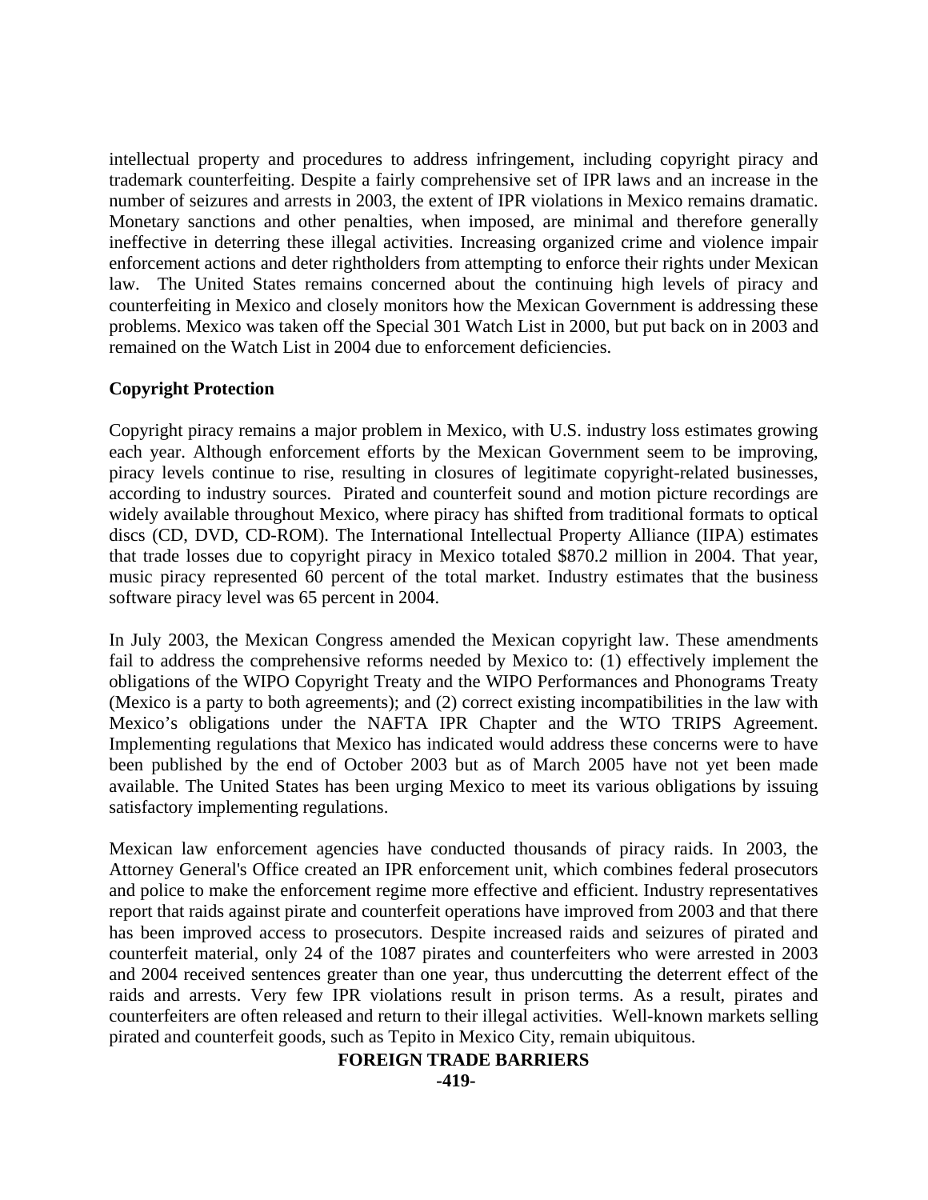intellectual property and procedures to address infringement, including copyright piracy and trademark counterfeiting. Despite a fairly comprehensive set of IPR laws and an increase in the number of seizures and arrests in 2003, the extent of IPR violations in Mexico remains dramatic. Monetary sanctions and other penalties, when imposed, are minimal and therefore generally ineffective in deterring these illegal activities. Increasing organized crime and violence impair enforcement actions and deter rightholders from attempting to enforce their rights under Mexican law. The United States remains concerned about the continuing high levels of piracy and counterfeiting in Mexico and closely monitors how the Mexican Government is addressing these problems. Mexico was taken off the Special 301 Watch List in 2000, but put back on in 2003 and remained on the Watch List in 2004 due to enforcement deficiencies.

**Copyright Protection**

Copyright piracy remains a major problem in Mexico, with U.S. industry loss estimates growing each year. Although enforcement efforts by the Mexican Government seem to be improving, piracy levels continue to rise, resulting in closures of legitimate copyright-related businesses, according to industry sources. Pirated and counterfeit sound and motion picture recordings are widely available throughout Mexico, where piracy has shifted from traditional formats to optical discs (CD, DVD, CD-ROM). The International Intellectual Property Alliance (IIPA) estimates that trade losses due to copyright piracy in Mexico totaled $870.2 million in 2004. That year, music piracy represented 60 percent of the total market. Industry estimates that the business software piracy level was 65 percent in 2004.

In July 2003, the Mexican Congress amended the Mexican copyright law. These amendments fail to address the comprehensive reforms needed by Mexico to: (1) effectively implement the obligations of the WIPO Copyright Treaty and the WIPO Performances and Phonograms Treaty (Mexico is a party to both agreements); and (2) correct existing incompatibilities in the law with Mexico's obligations under the NAFTA IPR Chapter and the WTO TRIPS Agreement. Implementing regulations that Mexico has indicated would address these concerns were to have been published by the end of October 2003 but as of March 2005 have not yet been made available. The United States has been urging Mexico to meet its various obligations by issuing satisfactory implementing regulations.

Mexican law enforcement agencies have conducted thousands of piracy raids. In 2003, the Attorney General's Office created an IPR enforcement unit, which combines federal prosecutors and police to make the enforcement regime more effective and efficient. Industry representatives report that raids against pirate and counterfeit operations have improved from 2003 and that there has been improved access to prosecutors. Despite increased raids and seizures of pirated and counterfeit material, only 24 of the 1087 pirates and counterfeiters who were arrested in 2003 and 2004 received sentences greater than one year, thus undercutting the deterrent effect of the raids and arrests. Very few IPR violations result in prison terms. As a result, pirates and counterfeiters are often released and return to their illegal activities. Well-known markets selling pirated and counterfeit goods, such as Tepito in Mexico City, remain ubiquitous.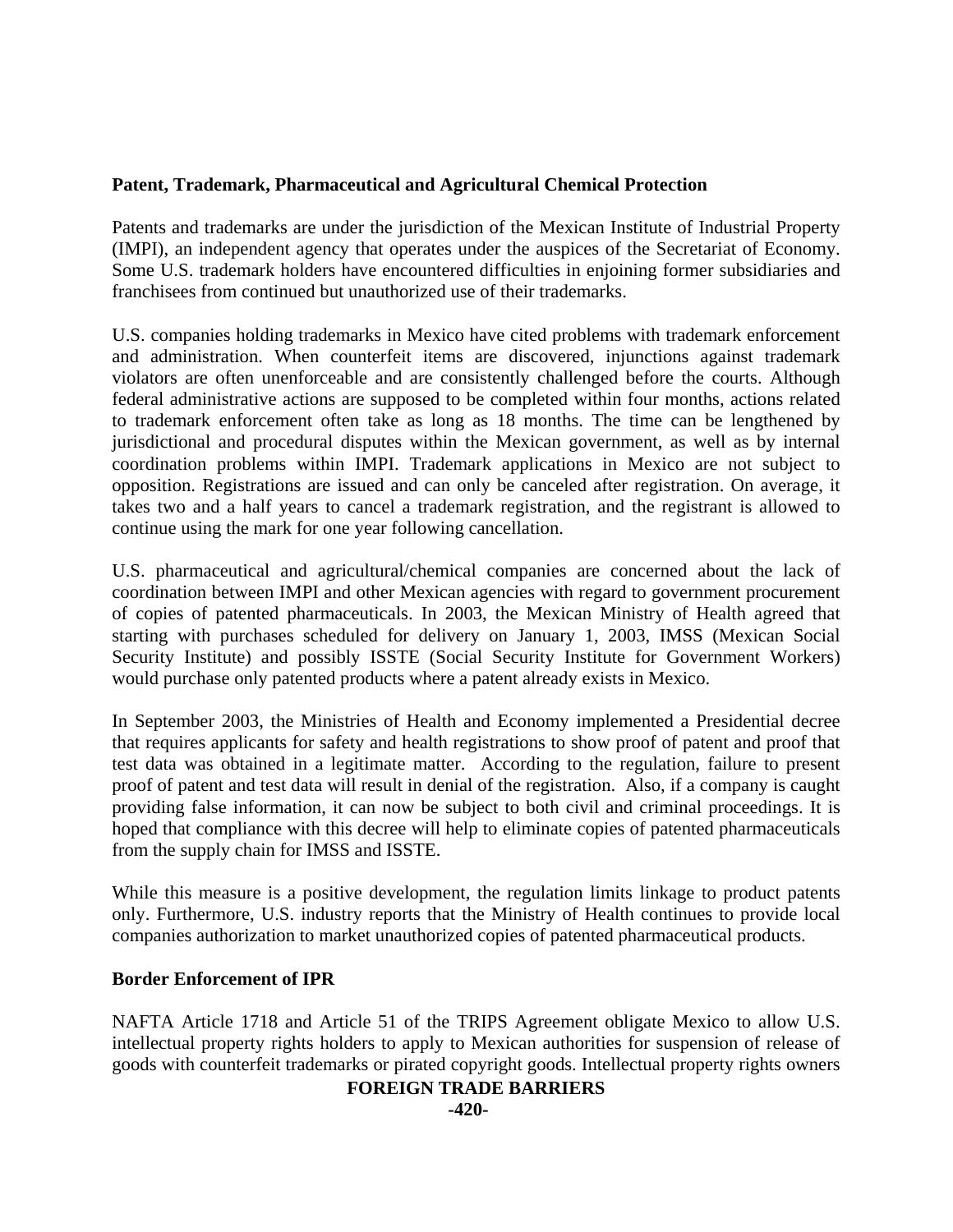**Patent, Trademark, Pharmaceutical and Agricultural Chemical Protection**

Patents and trademarks are under the jurisdiction of the Mexican Institute of Industrial Property (IMPI), an independent agency that operates under the auspices of the Secretariat of Economy. Some U.S. trademark holders have encountered difficulties in enjoining former subsidiaries and franchisees from continued but unauthorized use of their trademarks.

U.S. companies holding trademarks in Mexico have cited problems with trademark enforcement and administration. When counterfeit items are discovered, injunctions against trademark violators are often unenforceable and are consistently challenged before the courts. Although federal administrative actions are supposed to be completed within four months, actions related to trademark enforcement often take as long as 18 months. The time can be lengthened by jurisdictional and procedural disputes within the Mexican government, as well as by internal coordination problems within IMPI. Trademark applications in Mexico are not subject to opposition. Registrations are issued and can only be canceled after registration. On average, it takes two and a half years to cancel a trademark registration, and the registrant is allowed to continue using the mark for one year following cancellation.

U.S. pharmaceutical and agricultural/chemical companies are concerned about the lack of coordination between IMPI and other Mexican agencies with regard to government procurement of copies of patented pharmaceuticals. In 2003, the Mexican Ministry of Health agreed that starting with purchases scheduled for delivery on January 1, 2003, IMSS (Mexican Social Security Institute) and possibly ISSTE (Social Security Institute for Government Workers) would purchase only patented products where a patent already exists in Mexico.

In September 2003, the Ministries of Health and Economy implemented a Presidential decree that requires applicants for safety and health registrations to show proof of patent and proof that test data was obtained in a legitimate matter. According to the regulation, failure to present proof of patent and test data will result in denial of the registration. Also, if a company is caught providing false information, it can now be subject to both civil and criminal proceedings. It is hoped that compliance with this decree will help to eliminate copies of patented pharmaceuticals from the supply chain for IMSS and ISSTE.

While this measure is a positive development, the regulation limits linkage to product patents only. Furthermore, U.S. industry reports that the Ministry of Health continues to provide local companies authorization to market unauthorized copies of patented pharmaceutical products.

**Border Enforcement of IPR**

NAFTA Article 1718 and Article 51 of the TRIPS Agreement obligate Mexico to allow U.S. intellectual property rights holders to apply to Mexican authorities for suspension of release of goods with counterfeit trademarks or pirated copyright goods. Intellectual property rights owners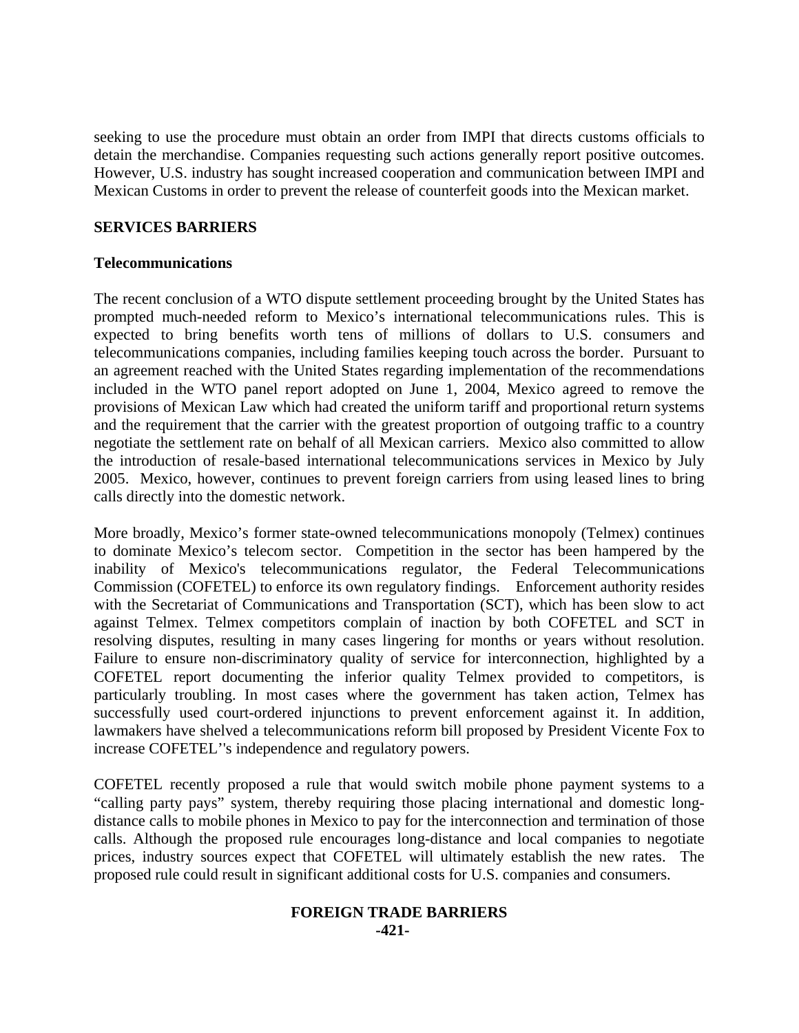seeking to use the procedure must obtain an order from IMPI that directs customs officials to detain the merchandise. Companies requesting such actions generally report positive outcomes. However, U.S. industry has sought increased cooperation and communication between IMPI and Mexican Customs in order to prevent the release of counterfeit goods into the Mexican market.

## SERVICES BARRIERS

### Telecommunications

The recent conclusion of a WTO dispute settlement proceeding brought by the United States has prompted much-needed reform to Mexico's international telecommunications rules. This is expected to bring benefits worth tens of millions of dollars to U.S. consumers and telecommunications companies, including families keeping touch across the border. Pursuant to an agreement reached with the United States regarding implementation of the recommendations included in the WTO panel report adopted on June 1, 2004, Mexico agreed to remove the provisions of Mexican Law which had created the uniform tariff and proportional return systems and the requirement that the carrier with the greatest proportion of outgoing traffic to a country negotiate the settlement rate on behalf of all Mexican carriers. Mexico also committed to allow the introduction of resale-based international telecommunications services in Mexico by July 2005. Mexico, however, continues to prevent foreign carriers from using leased lines to bring calls directly into the domestic network.

More broadly, Mexico's former state-owned telecommunications monopoly (Telmex) continues to dominate Mexico's telecom sector. Competition in the sector has been hampered by the inability of Mexico's telecommunications regulator, the Federal Telecommunications Commission (COFETEL) to enforce its own regulatory findings. Enforcement authority resides with the Secretariat of Communications and Transportation (SCT), which has been slow to act against Telmex. Telmex competitors complain of inaction by both COFETEL and SCT in resolving disputes, resulting in many cases lingering for months or years without resolution. Failure to ensure non-discriminatory quality of service for interconnection, highlighted by a COFETEL report documenting the inferior quality Telmex provided to competitors, is particularly troubling. In most cases where the government has taken action, Telmex has successfully used court-ordered injunctions to prevent enforcement against it. In addition, lawmakers have shelved a telecommunications reform bill proposed by President Vicente Fox to increase COFETEL''s independence and regulatory powers.

COFETEL recently proposed a rule that would switch mobile phone payment systems to a "calling party pays" system, thereby requiring those placing international and domestic long-distance calls to mobile phones in Mexico to pay for the interconnection and termination of those calls. Although the proposed rule encourages long-distance and local companies to negotiate prices, industry sources expect that COFETEL will ultimately establish the new rates. The proposed rule could result in significant additional costs for U.S. companies and consumers.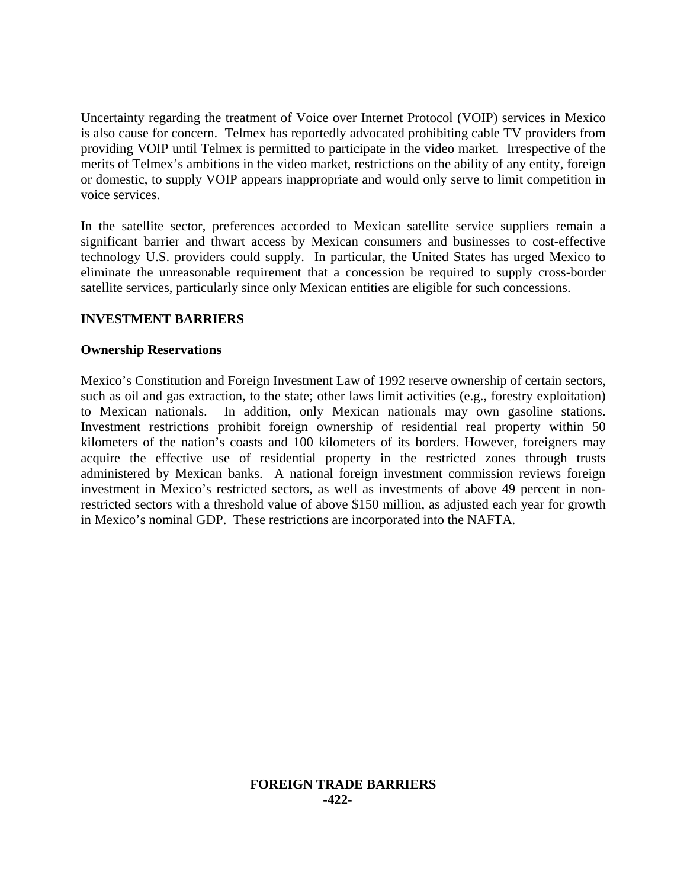Uncertainty regarding the treatment of Voice over Internet Protocol (VOIP) services in Mexico is also cause for concern. Telmex has reportedly advocated prohibiting cable TV providers from providing VOIP until Telmex is permitted to participate in the video market. Irrespective of the merits of Telmex's ambitions in the video market, restrictions on the ability of any entity, foreign or domestic, to supply VOIP appears inappropriate and would only serve to limit competition in voice services.

In the satellite sector, preferences accorded to Mexican satellite service suppliers remain a significant barrier and thwart access by Mexican consumers and businesses to cost-effective technology U.S. providers could supply. In particular, the United States has urged Mexico to eliminate the unreasonable requirement that a concession be required to supply cross-border satellite services, particularly since only Mexican entities are eligible for such concessions.

## INVESTMENT BARRIERS

### Ownership Reservations

Mexico's Constitution and Foreign Investment Law of 1992 reserve ownership of certain sectors, such as oil and gas extraction, to the state; other laws limit activities (e.g., forestry exploitation) to Mexican nationals. In addition, only Mexican nationals may own gasoline stations. Investment restrictions prohibit foreign ownership of residential real property within 50 kilometers of the nation's coasts and 100 kilometers of its borders. However, foreigners may acquire the effective use of residential property in the restricted zones through trusts administered by Mexican banks. A national foreign investment commission reviews foreign investment in Mexico's restricted sectors, as well as investments of above 49 percent in non-restricted sectors with a threshold value of above $150 million, as adjusted each year for growth in Mexico's nominal GDP. These restrictions are incorporated into the NAFTA.